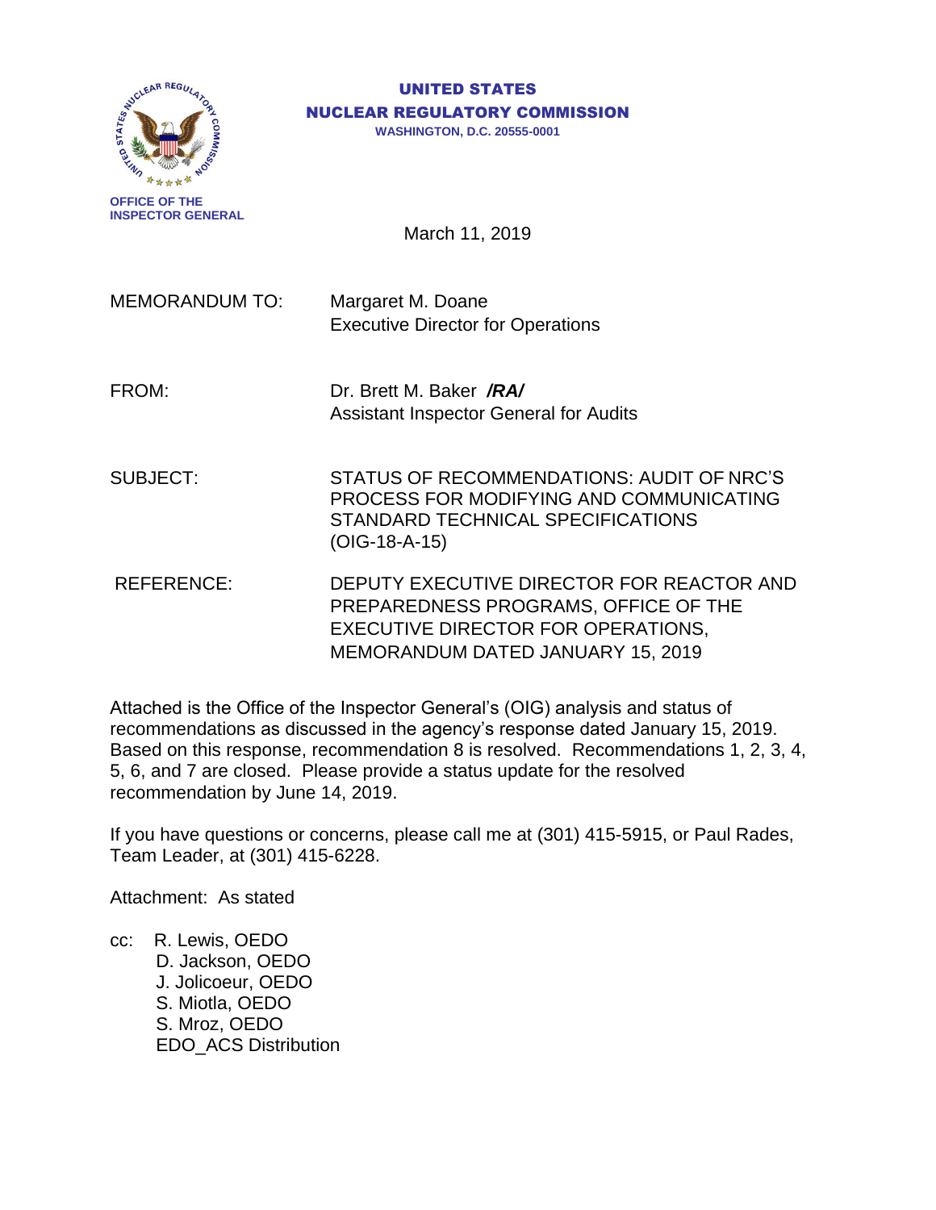**UNITED STATES**
**NUCLEAR REGULATORY COMMISSION**
**WASHINGTON, D.C. 20555-0001**

**OFFICE OF THE INSPECTOR GENERAL**

March 11, 2019

MEMORANDUM TO: Margaret M. Doane
Executive Director for Operations

FROM: Dr. Brett M. Baker ***/RA/***
Assistant Inspector General for Audits

SUBJECT: STATUS OF RECOMMENDATIONS: AUDIT OF NRC'S PROCESS FOR MODIFYING AND COMMUNICATING STANDARD TECHNICAL SPECIFICATIONS (OIG-18-A-15)

REFERENCE: DEPUTY EXECUTIVE DIRECTOR FOR REACTOR AND PREPAREDNESS PROGRAMS, OFFICE OF THE EXECUTIVE DIRECTOR FOR OPERATIONS, MEMORANDUM DATED JANUARY 15, 2019

Attached is the Office of the Inspector General's (OIG) analysis and status of recommendations as discussed in the agency's response dated January 15, 2019. Based on this response, recommendation 8 is resolved. Recommendations 1, 2, 3, 4, 5, 6, and 7 are closed. Please provide a status update for the resolved recommendation by June 14, 2019.

If you have questions or concerns, please call me at (301) 415-5915, or Paul Rades, Team Leader, at (301) 415-6228.

Attachment: As stated

cc: R. Lewis, OEDO
D. Jackson, OEDO
J. Jolicoeur, OEDO
S. Miotla, OEDO
S. Mroz, OEDO
EDO_ACS Distribution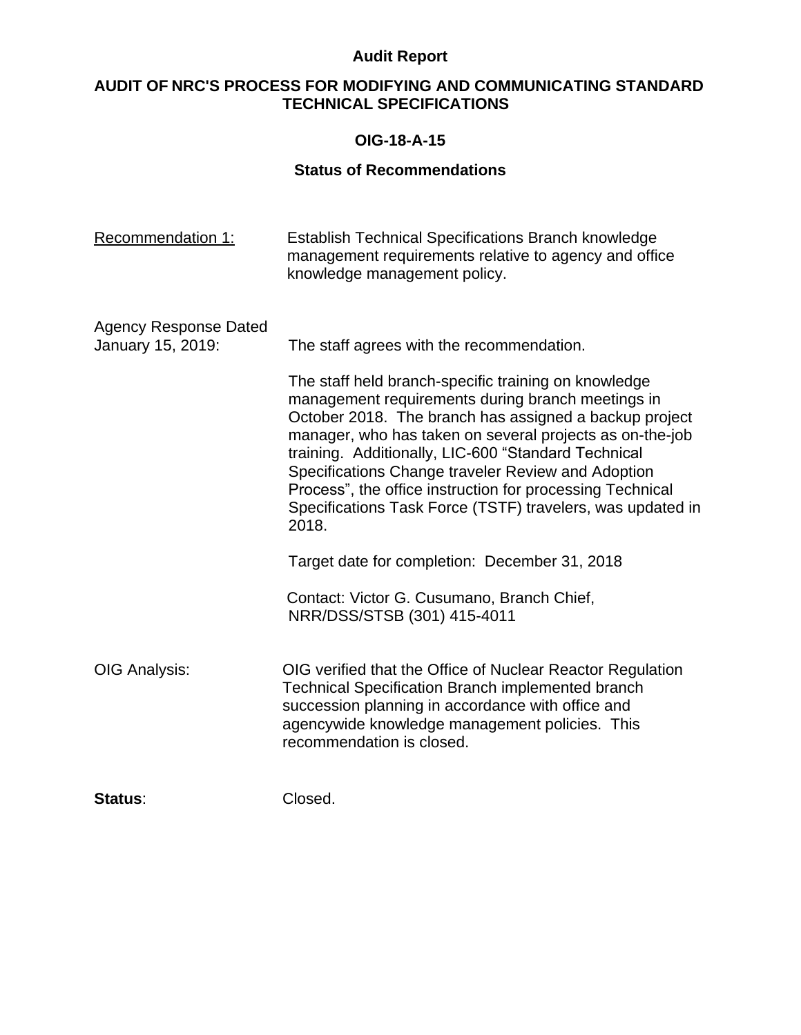**Audit Report**

**AUDIT OF NRC'S PROCESS FOR MODIFYING AND COMMUNICATING STANDARD TECHNICAL SPECIFICATIONS**

**OIG-18-A-15**

**Status of Recommendations**

Recommendation 1: Establish Technical Specifications Branch knowledge management requirements relative to agency and office knowledge management policy.

Agency Response Dated January 15, 2019: The staff agrees with the recommendation.

The staff held branch-specific training on knowledge management requirements during branch meetings in October 2018. The branch has assigned a backup project manager, who has taken on several projects as on-the-job training. Additionally, LIC-600 "Standard Technical Specifications Change traveler Review and Adoption Process", the office instruction for processing Technical Specifications Task Force (TSTF) travelers, was updated in 2018.

Target date for completion: December 31, 2018

Contact: Victor G. Cusumano, Branch Chief, NRR/DSS/STSB (301) 415-4011

OIG Analysis: OIG verified that the Office of Nuclear Reactor Regulation Technical Specification Branch implemented branch succession planning in accordance with office and agencywide knowledge management policies. This recommendation is closed.

**Status**: Closed.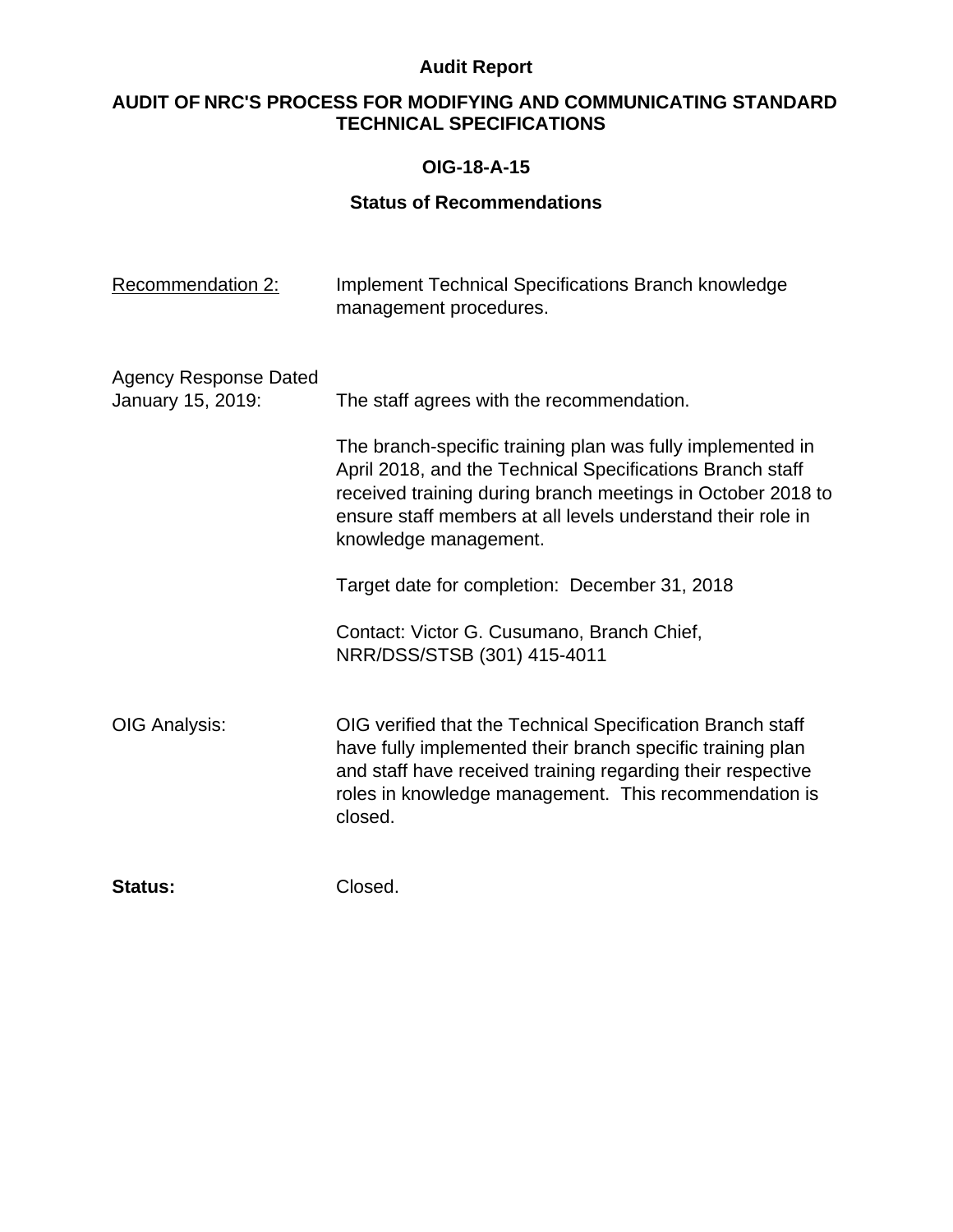**Audit Report**

**AUDIT OF NRC'S PROCESS FOR MODIFYING AND COMMUNICATING STANDARD TECHNICAL SPECIFICATIONS**

**OIG-18-A-15**

**Status of Recommendations**

Recommendation 2: Implement Technical Specifications Branch knowledge management procedures.

Agency Response Dated January 15, 2019: The staff agrees with the recommendation.

The branch-specific training plan was fully implemented in April 2018, and the Technical Specifications Branch staff received training during branch meetings in October 2018 to ensure staff members at all levels understand their role in knowledge management.

Target date for completion: December 31, 2018

Contact: Victor G. Cusumano, Branch Chief, NRR/DSS/STSB (301) 415-4011

OIG Analysis: OIG verified that the Technical Specification Branch staff have fully implemented their branch specific training plan and staff have received training regarding their respective roles in knowledge management. This recommendation is closed.

**Status:** Closed.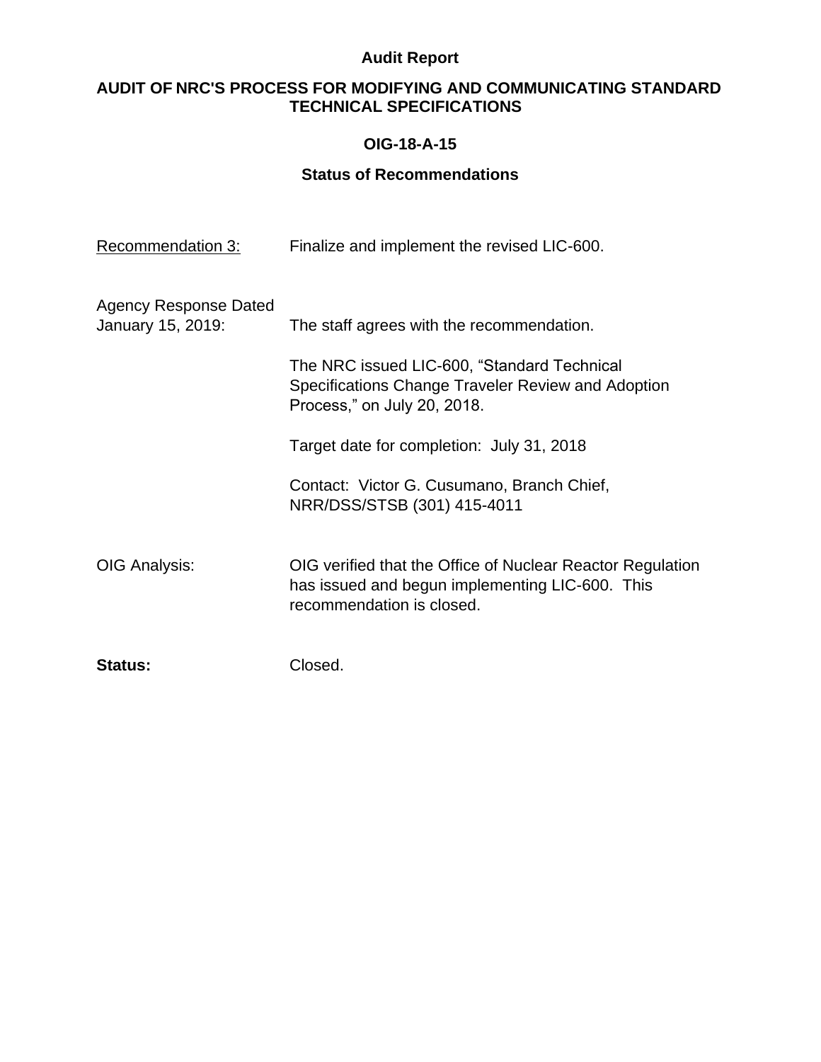**Audit Report**

**AUDIT OF NRC'S PROCESS FOR MODIFYING AND COMMUNICATING STANDARD TECHNICAL SPECIFICATIONS**

**OIG-18-A-15**

**Status of Recommendations**

Recommendation 3: Finalize and implement the revised LIC-600.

Agency Response Dated January 15, 2019: The staff agrees with the recommendation.

The NRC issued LIC-600, "Standard Technical Specifications Change Traveler Review and Adoption Process," on July 20, 2018.

Target date for completion: July 31, 2018

Contact: Victor G. Cusumano, Branch Chief, NRR/DSS/STSB (301) 415-4011

OIG Analysis: OIG verified that the Office of Nuclear Reactor Regulation has issued and begun implementing LIC-600. This recommendation is closed.

**Status:** Closed.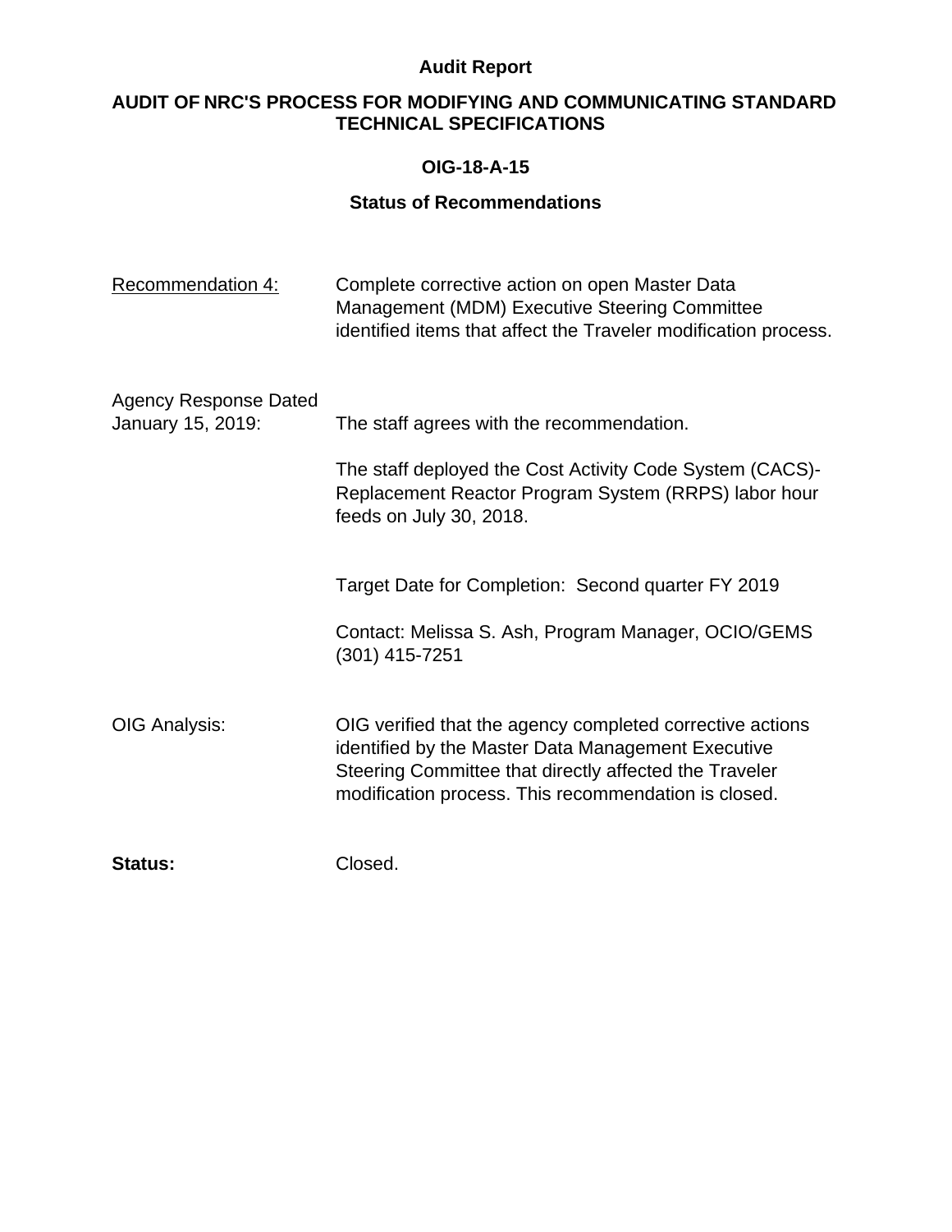**Audit Report**

**AUDIT OF NRC'S PROCESS FOR MODIFYING AND COMMUNICATING STANDARD TECHNICAL SPECIFICATIONS**

**OIG-18-A-15**

**Status of Recommendations**

Recommendation 4: Complete corrective action on open Master Data Management (MDM) Executive Steering Committee identified items that affect the Traveler modification process.

Agency Response Dated January 15, 2019: The staff agrees with the recommendation.

The staff deployed the Cost Activity Code System (CACS)-Replacement Reactor Program System (RRPS) labor hour feeds on July 30, 2018.

Target Date for Completion: Second quarter FY 2019

Contact: Melissa S. Ash, Program Manager, OCIO/GEMS (301) 415-7251

OIG Analysis: OIG verified that the agency completed corrective actions identified by the Master Data Management Executive Steering Committee that directly affected the Traveler modification process. This recommendation is closed.

**Status:** Closed.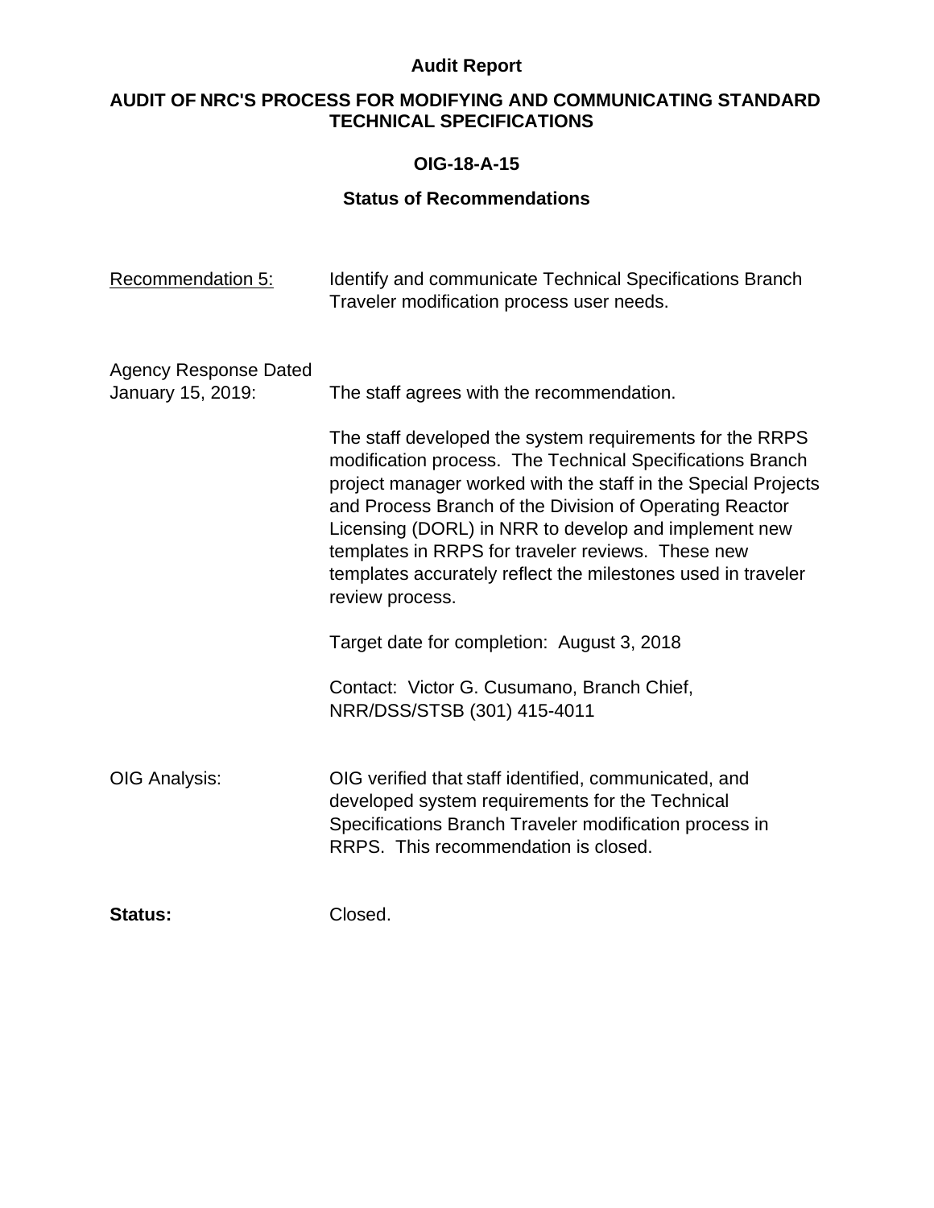**Audit Report**

**AUDIT OF NRC'S PROCESS FOR MODIFYING AND COMMUNICATING STANDARD TECHNICAL SPECIFICATIONS**

**OIG-18-A-15**

**Status of Recommendations**

Recommendation 5: Identify and communicate Technical Specifications Branch Traveler modification process user needs.

Agency Response Dated January 15, 2019: The staff agrees with the recommendation.

The staff developed the system requirements for the RRPS modification process. The Technical Specifications Branch project manager worked with the staff in the Special Projects and Process Branch of the Division of Operating Reactor Licensing (DORL) in NRR to develop and implement new templates in RRPS for traveler reviews. These new templates accurately reflect the milestones used in traveler review process.

Target date for completion: August 3, 2018

Contact: Victor G. Cusumano, Branch Chief, NRR/DSS/STSB (301) 415-4011

OIG Analysis: OIG verified that staff identified, communicated, and developed system requirements for the Technical Specifications Branch Traveler modification process in RRPS. This recommendation is closed.

**Status:** Closed.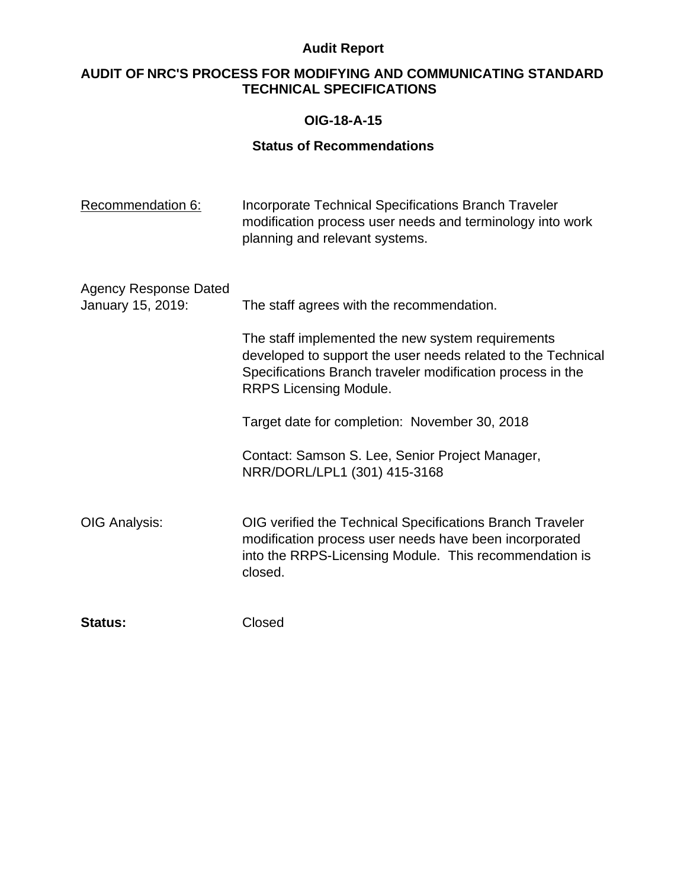**Audit Report**

**AUDIT OF NRC'S PROCESS FOR MODIFYING AND COMMUNICATING STANDARD TECHNICAL SPECIFICATIONS**

**OIG-18-A-15**

**Status of Recommendations**

Recommendation 6: Incorporate Technical Specifications Branch Traveler modification process user needs and terminology into work planning and relevant systems.

Agency Response Dated January 15, 2019: The staff agrees with the recommendation.

The staff implemented the new system requirements developed to support the user needs related to the Technical Specifications Branch traveler modification process in the RRPS Licensing Module.

Target date for completion: November 30, 2018

Contact: Samson S. Lee, Senior Project Manager, NRR/DORL/LPL1 (301) 415-3168

OIG Analysis: OIG verified the Technical Specifications Branch Traveler modification process user needs have been incorporated into the RRPS-Licensing Module. This recommendation is closed.

**Status:** Closed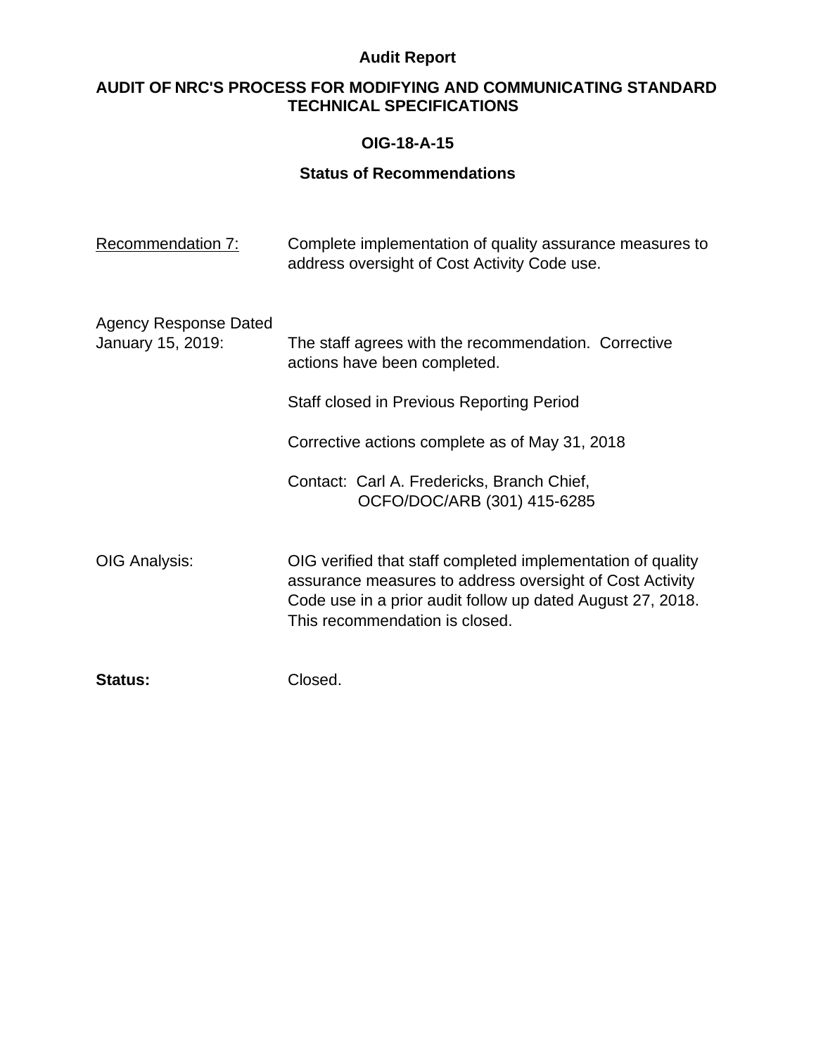**Audit Report**

**AUDIT OF NRC'S PROCESS FOR MODIFYING AND COMMUNICATING STANDARD TECHNICAL SPECIFICATIONS**

**OIG-18-A-15**

**Status of Recommendations**

Recommendation 7: Complete implementation of quality assurance measures to address oversight of Cost Activity Code use.

Agency Response Dated January 15, 2019: The staff agrees with the recommendation. Corrective actions have been completed.

Staff closed in Previous Reporting Period

Corrective actions complete as of May 31, 2018

Contact: Carl A. Fredericks, Branch Chief, OCFO/DOC/ARB (301) 415-6285

OIG Analysis: OIG verified that staff completed implementation of quality assurance measures to address oversight of Cost Activity Code use in a prior audit follow up dated August 27, 2018. This recommendation is closed.

**Status:** Closed.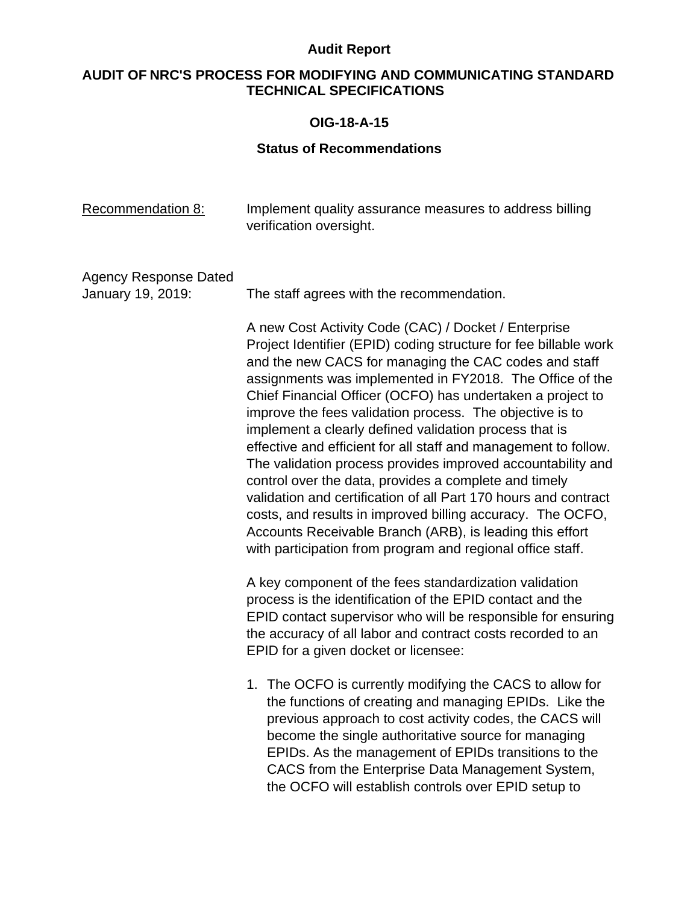**Audit Report**

**AUDIT OF NRC'S PROCESS FOR MODIFYING AND COMMUNICATING STANDARD TECHNICAL SPECIFICATIONS**

**OIG-18-A-15**

**Status of Recommendations**

Recommendation 8: Implement quality assurance measures to address billing verification oversight.

Agency Response Dated January 19, 2019: The staff agrees with the recommendation.

A new Cost Activity Code (CAC) / Docket / Enterprise Project Identifier (EPID) coding structure for fee billable work and the new CACS for managing the CAC codes and staff assignments was implemented in FY2018. The Office of the Chief Financial Officer (OCFO) has undertaken a project to improve the fees validation process. The objective is to implement a clearly defined validation process that is effective and efficient for all staff and management to follow. The validation process provides improved accountability and control over the data, provides a complete and timely validation and certification of all Part 170 hours and contract costs, and results in improved billing accuracy. The OCFO, Accounts Receivable Branch (ARB), is leading this effort with participation from program and regional office staff.

A key component of the fees standardization validation process is the identification of the EPID contact and the EPID contact supervisor who will be responsible for ensuring the accuracy of all labor and contract costs recorded to an EPID for a given docket or licensee:

1. The OCFO is currently modifying the CACS to allow for the functions of creating and managing EPIDs. Like the previous approach to cost activity codes, the CACS will become the single authoritative source for managing EPIDs. As the management of EPIDs transitions to the CACS from the Enterprise Data Management System, the OCFO will establish controls over EPID setup to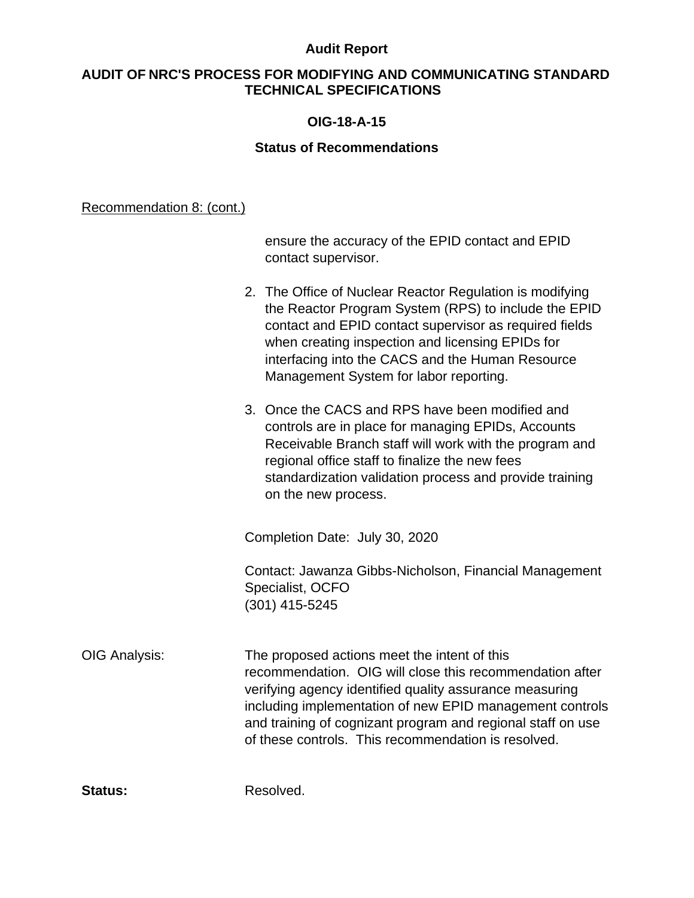**Audit Report**

**AUDIT OF NRC'S PROCESS FOR MODIFYING AND COMMUNICATING STANDARD TECHNICAL SPECIFICATIONS**

**OIG-18-A-15**

**Status of Recommendations**

Recommendation 8: (cont.)

ensure the accuracy of the EPID contact and EPID contact supervisor.

2. The Office of Nuclear Reactor Regulation is modifying the Reactor Program System (RPS) to include the EPID contact and EPID contact supervisor as required fields when creating inspection and licensing EPIDs for interfacing into the CACS and the Human Resource Management System for labor reporting.

3. Once the CACS and RPS have been modified and controls are in place for managing EPIDs, Accounts Receivable Branch staff will work with the program and regional office staff to finalize the new fees standardization validation process and provide training on the new process.

Completion Date: July 30, 2020

Contact: Jawanza Gibbs-Nicholson, Financial Management Specialist, OCFO
(301) 415-5245

OIG Analysis: The proposed actions meet the intent of this recommendation. OIG will close this recommendation after verifying agency identified quality assurance measuring including implementation of new EPID management controls and training of cognizant program and regional staff on use of these controls. This recommendation is resolved.

**Status:** Resolved.